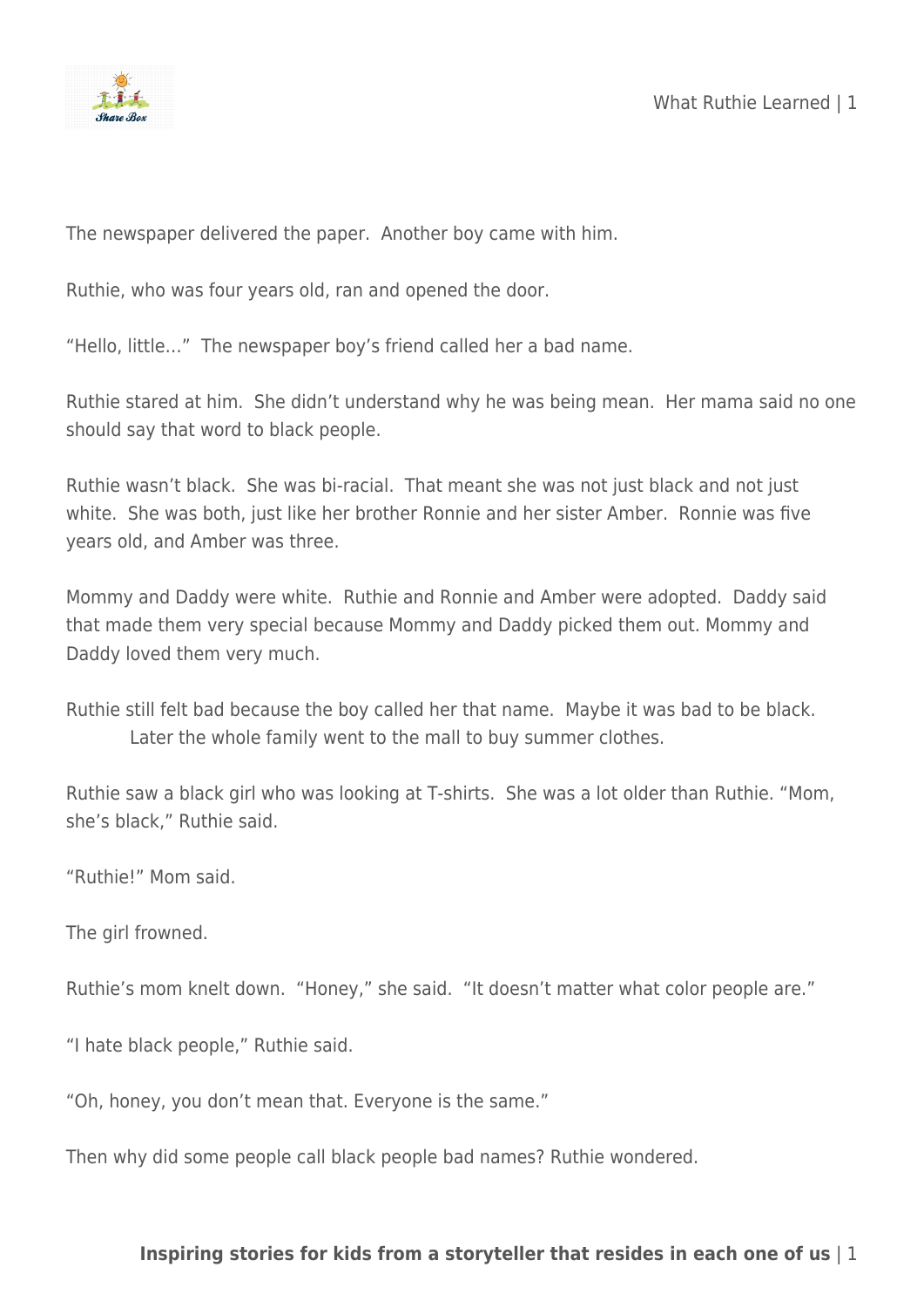The newspaper delivered the paper.  Another boy came with him.

Ruthie, who was four years old, ran and opened the door.

"Hello, little…"  The newspaper boy's friend called her a bad name.

Ruthie stared at him.  She didn't understand why he was being mean.  Her mama said no one should say that word to black people.

Ruthie wasn't black.  She was bi-racial.  That meant she was not just black and not just white.  She was both, just like her brother Ronnie and her sister Amber.  Ronnie was five years old, and Amber was three.

Mommy and Daddy were white.  Ruthie and Ronnie and Amber were adopted.  Daddy said that made them very special because Mommy and Daddy picked them out. Mommy and Daddy loved them very much.

Ruthie still felt bad because the boy called her that name.  Maybe it was bad to be black.
Later the whole family went to the mall to buy summer clothes.

Ruthie saw a black girl who was looking at T-shirts.  She was a lot older than Ruthie. "Mom, she's black," Ruthie said.

"Ruthie!" Mom said.

The girl frowned.

Ruthie's mom knelt down.  "Honey," she said.  "It doesn't matter what color people are."

"I hate black people," Ruthie said.

"Oh, honey, you don't mean that. Everyone is the same."

Then why did some people call black people bad names? Ruthie wondered.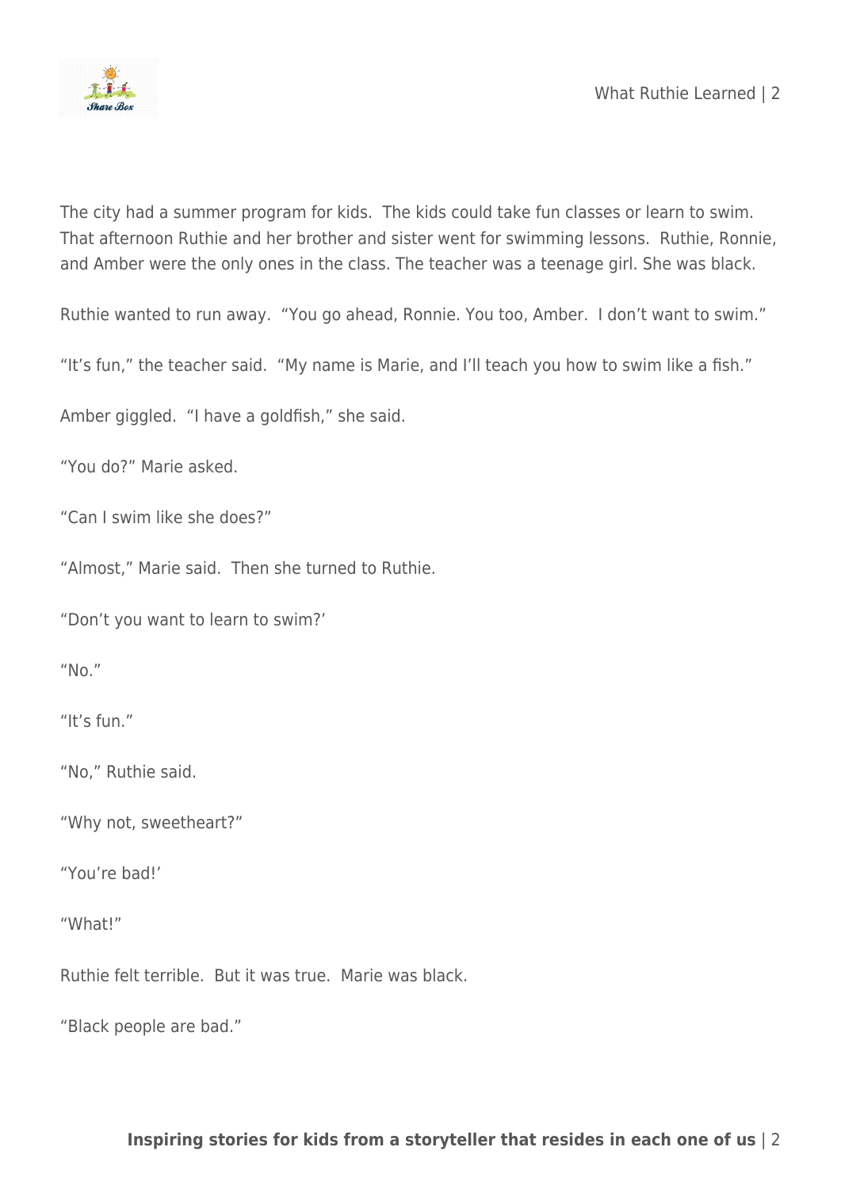The city had a summer program for kids. The kids could take fun classes or learn to swim. That afternoon Ruthie and her brother and sister went for swimming lessons. Ruthie, Ronnie, and Amber were the only ones in the class. The teacher was a teenage girl. She was black.

Ruthie wanted to run away. "You go ahead, Ronnie. You too, Amber. I don't want to swim."

"It's fun," the teacher said. "My name is Marie, and I'll teach you how to swim like a fish."

Amber giggled. "I have a goldfish," she said.

"You do?" Marie asked.

"Can I swim like she does?"

"Almost," Marie said. Then she turned to Ruthie.

"Don't you want to learn to swim?'

"No."

"It's fun."

"No," Ruthie said.

"Why not, sweetheart?"

"You're bad!'

"What!"

Ruthie felt terrible. But it was true. Marie was black.

"Black people are bad."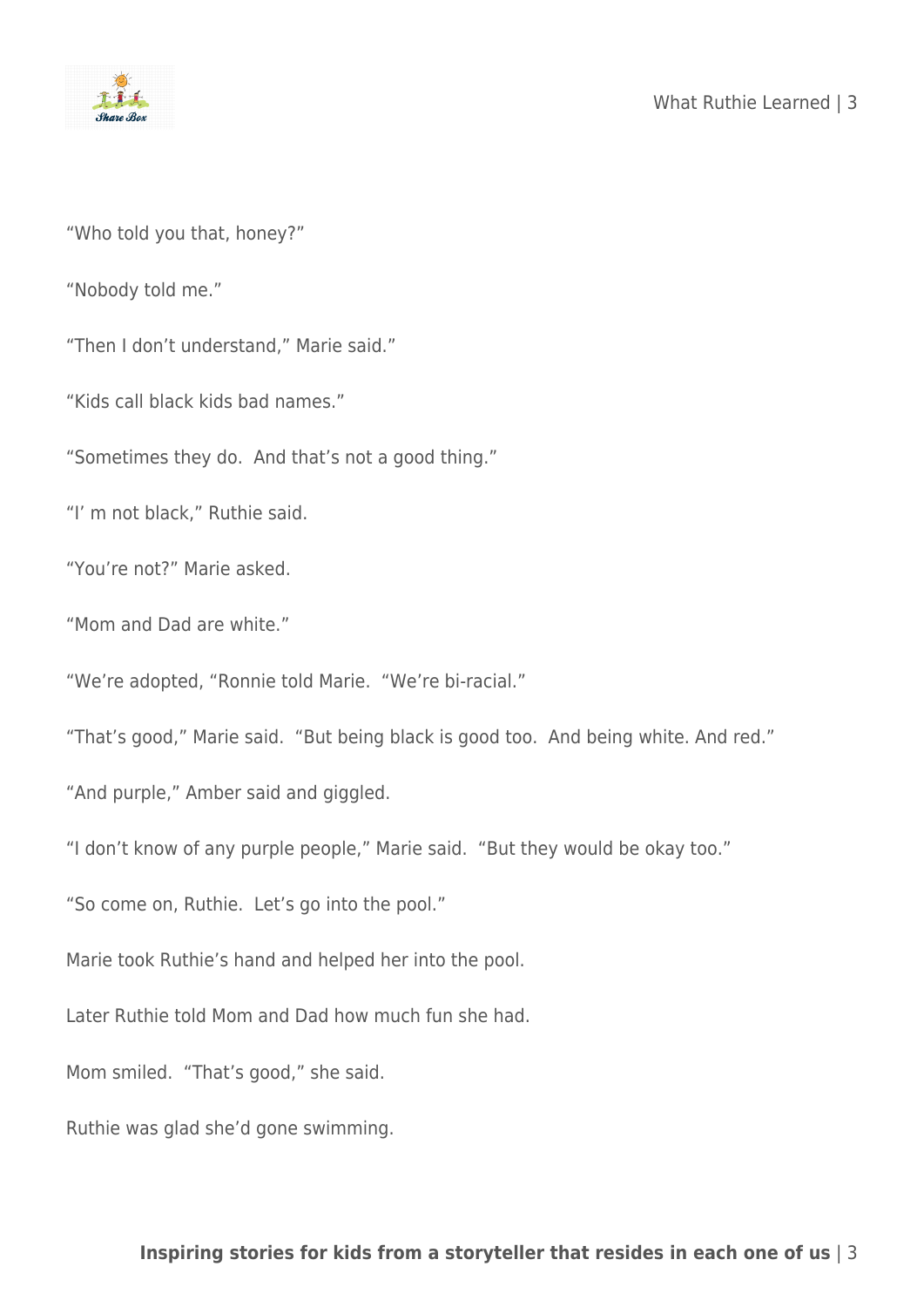"Who told you that, honey?"

"Nobody told me."

"Then I don't understand," Marie said."

"Kids call black kids bad names."

"Sometimes they do.  And that's not a good thing."

"I' m not black," Ruthie said.

"You're not?" Marie asked.

"Mom and Dad are white."

"We're adopted, "Ronnie told Marie.  "We're bi-racial."

"That's good," Marie said.  "But being black is good too.  And being white. And red."

"And purple," Amber said and giggled.

"I don't know of any purple people," Marie said.  "But they would be okay too."

"So come on, Ruthie.  Let's go into the pool."

Marie took Ruthie's hand and helped her into the pool.

Later Ruthie told Mom and Dad how much fun she had.

Mom smiled.  "That's good," she said.

Ruthie was glad she'd gone swimming.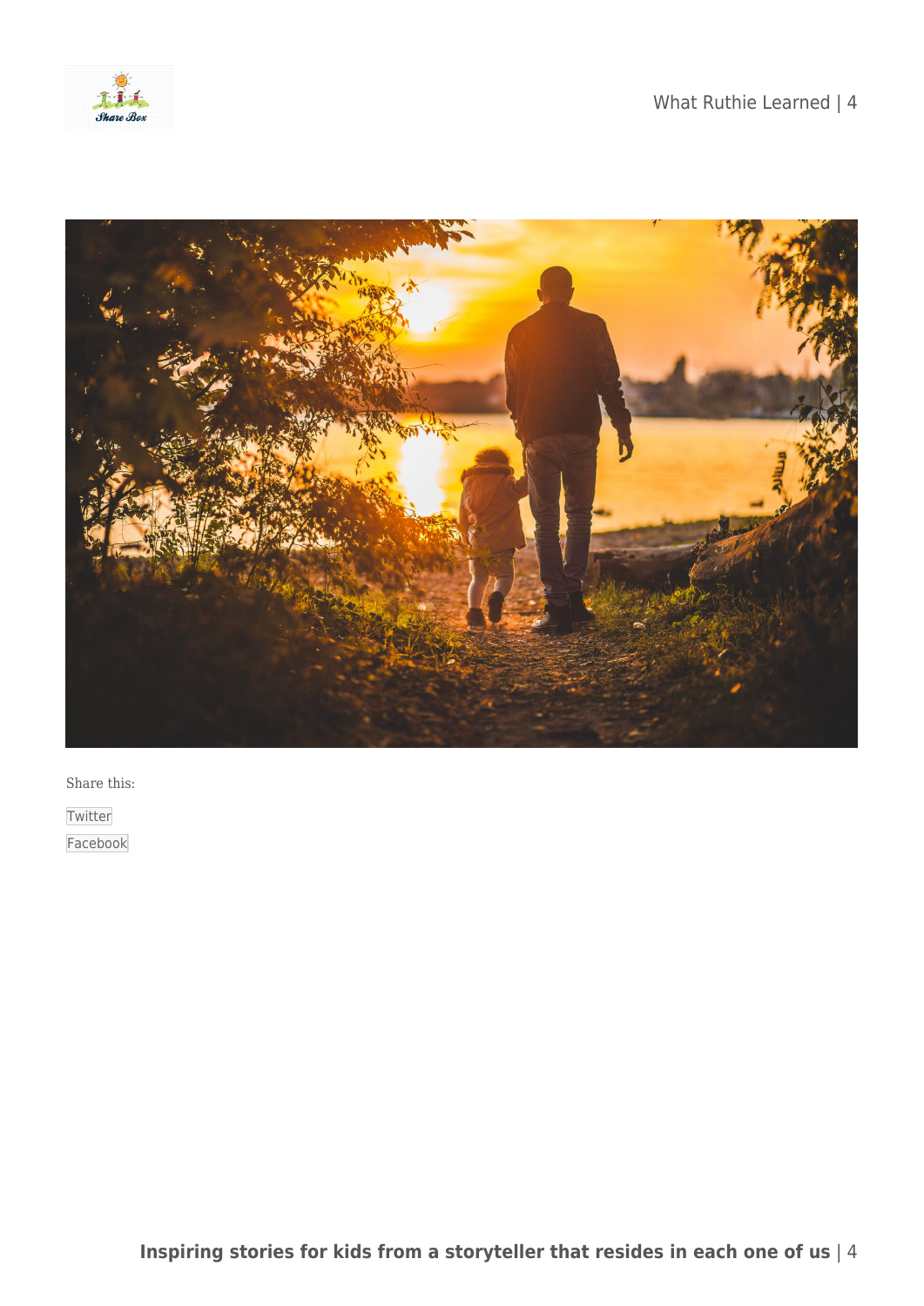Share this:

Twitter

Facebook